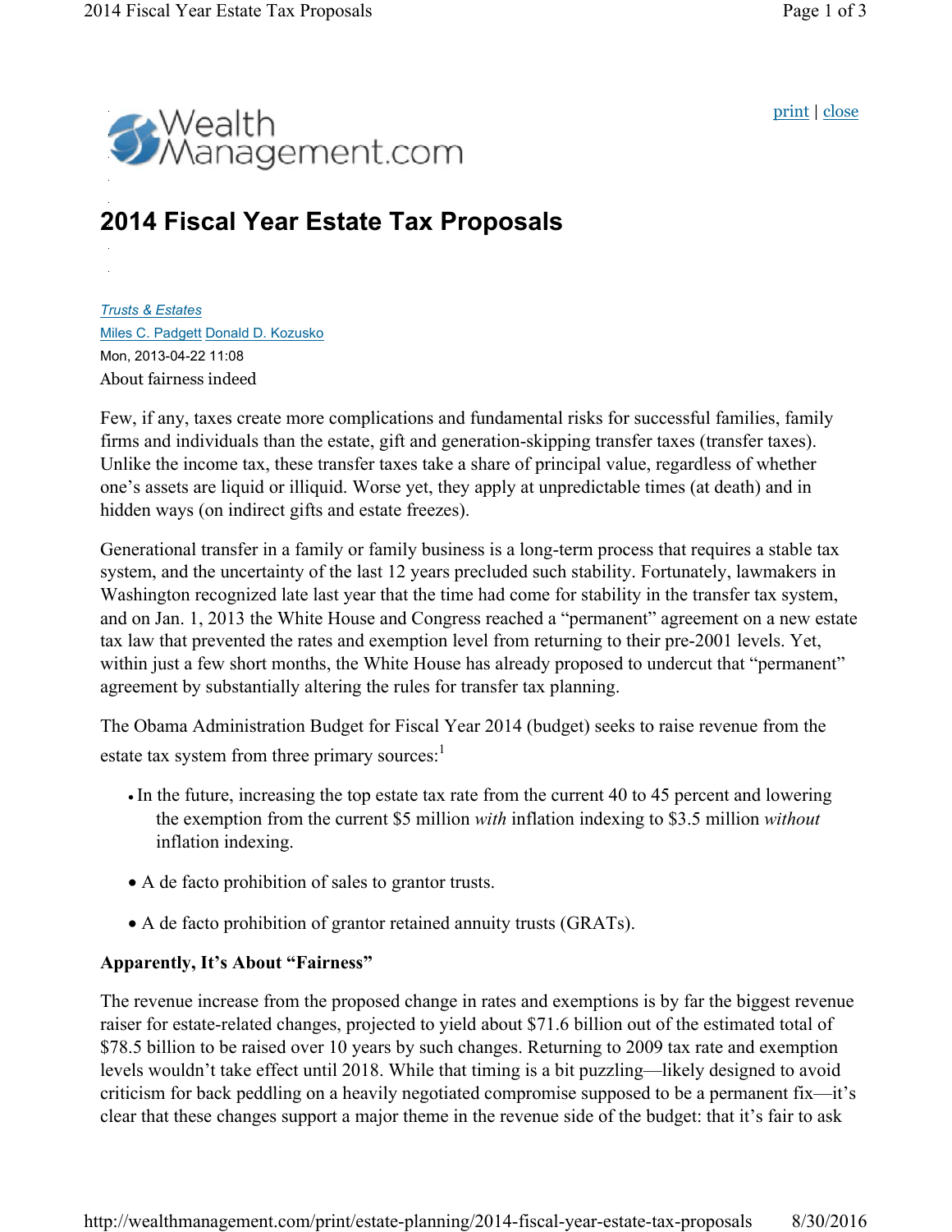# 2014 Fiscal Year Estate Tax Proposals

*Trusts & Estates*

Miles C. Padgett Donald D. Kozusko

Mon, 2013-04-22 11:08

About fairness indeed

Few, if any, taxes create more complications and fundamental risks for successful families, family firms and individuals than the estate, gift and generation-skipping transfer taxes (transfer taxes). Unlike the income tax, these transfer taxes take a share of principal value, regardless of whether one's assets are liquid or illiquid. Worse yet, they apply at unpredictable times (at death) and in hidden ways (on indirect gifts and estate freezes).

Generational transfer in a family or family business is a long-term process that requires a stable tax system, and the uncertainty of the last 12 years precluded such stability. Fortunately, lawmakers in Washington recognized late last year that the time had come for stability in the transfer tax system, and on Jan. 1, 2013 the White House and Congress reached a "permanent" agreement on a new estate tax law that prevented the rates and exemption level from returning to their pre-2001 levels. Yet, within just a few short months, the White House has already proposed to undercut that "permanent" agreement by substantially altering the rules for transfer tax planning.

The Obama Administration Budget for Fiscal Year 2014 (budget) seeks to raise revenue from the estate tax system from three primary sources:[1]

- In the future, increasing the top estate tax rate from the current 40 to 45 percent and lowering the exemption from the current $5 million *with* inflation indexing to $3.5 million *without* inflation indexing.
- A de facto prohibition of sales to grantor trusts.
- A de facto prohibition of grantor retained annuity trusts (GRATs).

**Apparently, It's About "Fairness"**

The revenue increase from the proposed change in rates and exemptions is by far the biggest revenue raiser for estate-related changes, projected to yield about $71.6 billion out of the estimated total of $78.5 billion to be raised over 10 years by such changes. Returning to 2009 tax rate and exemption levels wouldn't take effect until 2018. While that timing is a bit puzzling—likely designed to avoid criticism for back peddling on a heavily negotiated compromise supposed to be a permanent fix—it's clear that these changes support a major theme in the revenue side of the budget: that it's fair to ask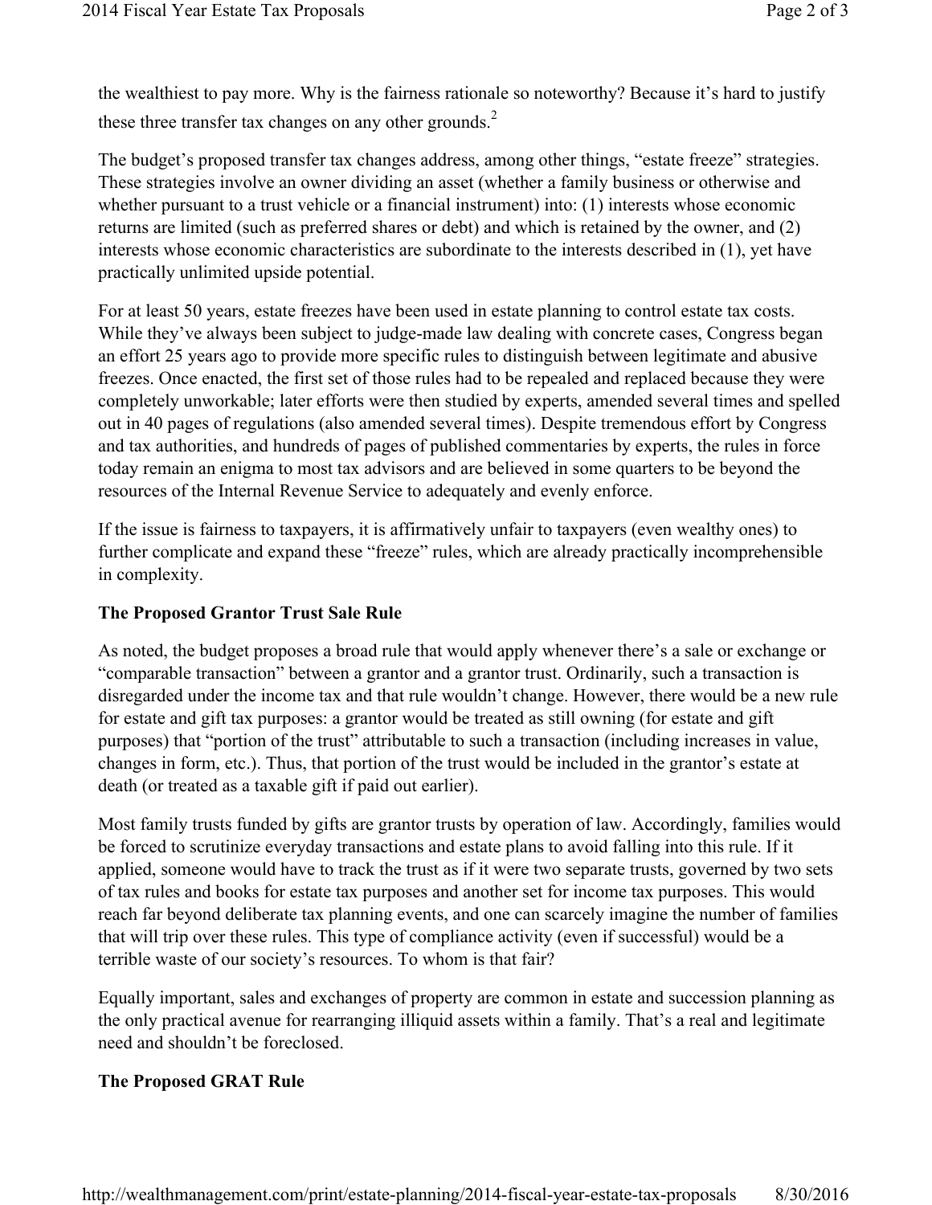the wealthiest to pay more. Why is the fairness rationale so noteworthy? Because it's hard to justify these three transfer tax changes on any other grounds.[2]

The budget's proposed transfer tax changes address, among other things, "estate freeze" strategies. These strategies involve an owner dividing an asset (whether a family business or otherwise and whether pursuant to a trust vehicle or a financial instrument) into: (1) interests whose economic returns are limited (such as preferred shares or debt) and which is retained by the owner, and (2) interests whose economic characteristics are subordinate to the interests described in (1), yet have practically unlimited upside potential.

For at least 50 years, estate freezes have been used in estate planning to control estate tax costs. While they've always been subject to judge-made law dealing with concrete cases, Congress began an effort 25 years ago to provide more specific rules to distinguish between legitimate and abusive freezes. Once enacted, the first set of those rules had to be repealed and replaced because they were completely unworkable; later efforts were then studied by experts, amended several times and spelled out in 40 pages of regulations (also amended several times). Despite tremendous effort by Congress and tax authorities, and hundreds of pages of published commentaries by experts, the rules in force today remain an enigma to most tax advisors and are believed in some quarters to be beyond the resources of the Internal Revenue Service to adequately and evenly enforce.

If the issue is fairness to taxpayers, it is affirmatively unfair to taxpayers (even wealthy ones) to further complicate and expand these "freeze" rules, which are already practically incomprehensible in complexity.

**The Proposed Grantor Trust Sale Rule**

As noted, the budget proposes a broad rule that would apply whenever there's a sale or exchange or "comparable transaction" between a grantor and a grantor trust. Ordinarily, such a transaction is disregarded under the income tax and that rule wouldn't change. However, there would be a new rule for estate and gift tax purposes: a grantor would be treated as still owning (for estate and gift purposes) that "portion of the trust" attributable to such a transaction (including increases in value, changes in form, etc.). Thus, that portion of the trust would be included in the grantor's estate at death (or treated as a taxable gift if paid out earlier).

Most family trusts funded by gifts are grantor trusts by operation of law. Accordingly, families would be forced to scrutinize everyday transactions and estate plans to avoid falling into this rule. If it applied, someone would have to track the trust as if it were two separate trusts, governed by two sets of tax rules and books for estate tax purposes and another set for income tax purposes. This would reach far beyond deliberate tax planning events, and one can scarcely imagine the number of families that will trip over these rules. This type of compliance activity (even if successful) would be a terrible waste of our society's resources. To whom is that fair?

Equally important, sales and exchanges of property are common in estate and succession planning as the only practical avenue for rearranging illiquid assets within a family. That's a real and legitimate need and shouldn't be foreclosed.

**The Proposed GRAT Rule**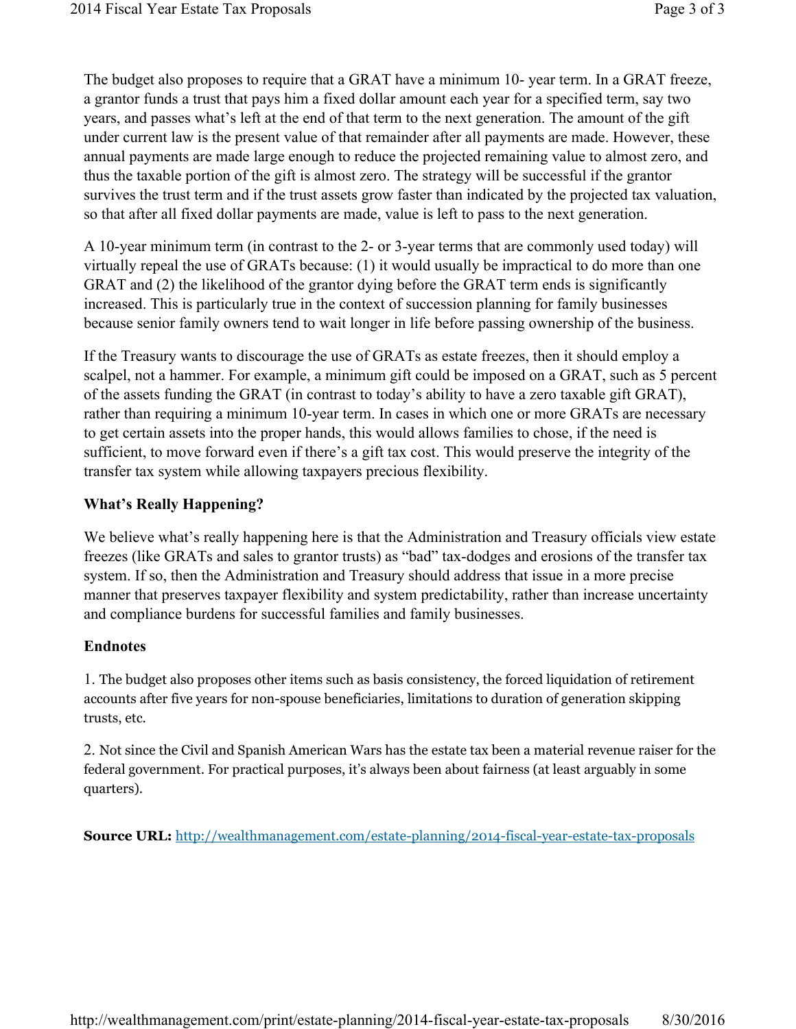The budget also proposes to require that a GRAT have a minimum 10- year term. In a GRAT freeze, a grantor funds a trust that pays him a fixed dollar amount each year for a specified term, say two years, and passes what's left at the end of that term to the next generation. The amount of the gift under current law is the present value of that remainder after all payments are made. However, these annual payments are made large enough to reduce the projected remaining value to almost zero, and thus the taxable portion of the gift is almost zero. The strategy will be successful if the grantor survives the trust term and if the trust assets grow faster than indicated by the projected tax valuation, so that after all fixed dollar payments are made, value is left to pass to the next generation.

A 10-year minimum term (in contrast to the 2- or 3-year terms that are commonly used today) will virtually repeal the use of GRATs because: (1) it would usually be impractical to do more than one GRAT and (2) the likelihood of the grantor dying before the GRAT term ends is significantly increased. This is particularly true in the context of succession planning for family businesses because senior family owners tend to wait longer in life before passing ownership of the business.

If the Treasury wants to discourage the use of GRATs as estate freezes, then it should employ a scalpel, not a hammer. For example, a minimum gift could be imposed on a GRAT, such as 5 percent of the assets funding the GRAT (in contrast to today's ability to have a zero taxable gift GRAT), rather than requiring a minimum 10-year term. In cases in which one or more GRATs are necessary to get certain assets into the proper hands, this would allows families to chose, if the need is sufficient, to move forward even if there's a gift tax cost. This would preserve the integrity of the transfer tax system while allowing taxpayers precious flexibility.

**What's Really Happening?**

We believe what's really happening here is that the Administration and Treasury officials view estate freezes (like GRATs and sales to grantor trusts) as "bad" tax-dodges and erosions of the transfer tax system. If so, then the Administration and Treasury should address that issue in a more precise manner that preserves taxpayer flexibility and system predictability, rather than increase uncertainty and compliance burdens for successful families and family businesses.

**Endnotes**

1. The budget also proposes other items such as basis consistency, the forced liquidation of retirement accounts after five years for non-spouse beneficiaries, limitations to duration of generation skipping trusts, etc.

2. Not since the Civil and Spanish American Wars has the estate tax been a material revenue raiser for the federal government. For practical purposes, it's always been about fairness (at least arguably in some quarters).

**Source URL:** http://wealthmanagement.com/estate-planning/2014-fiscal-year-estate-tax-proposals